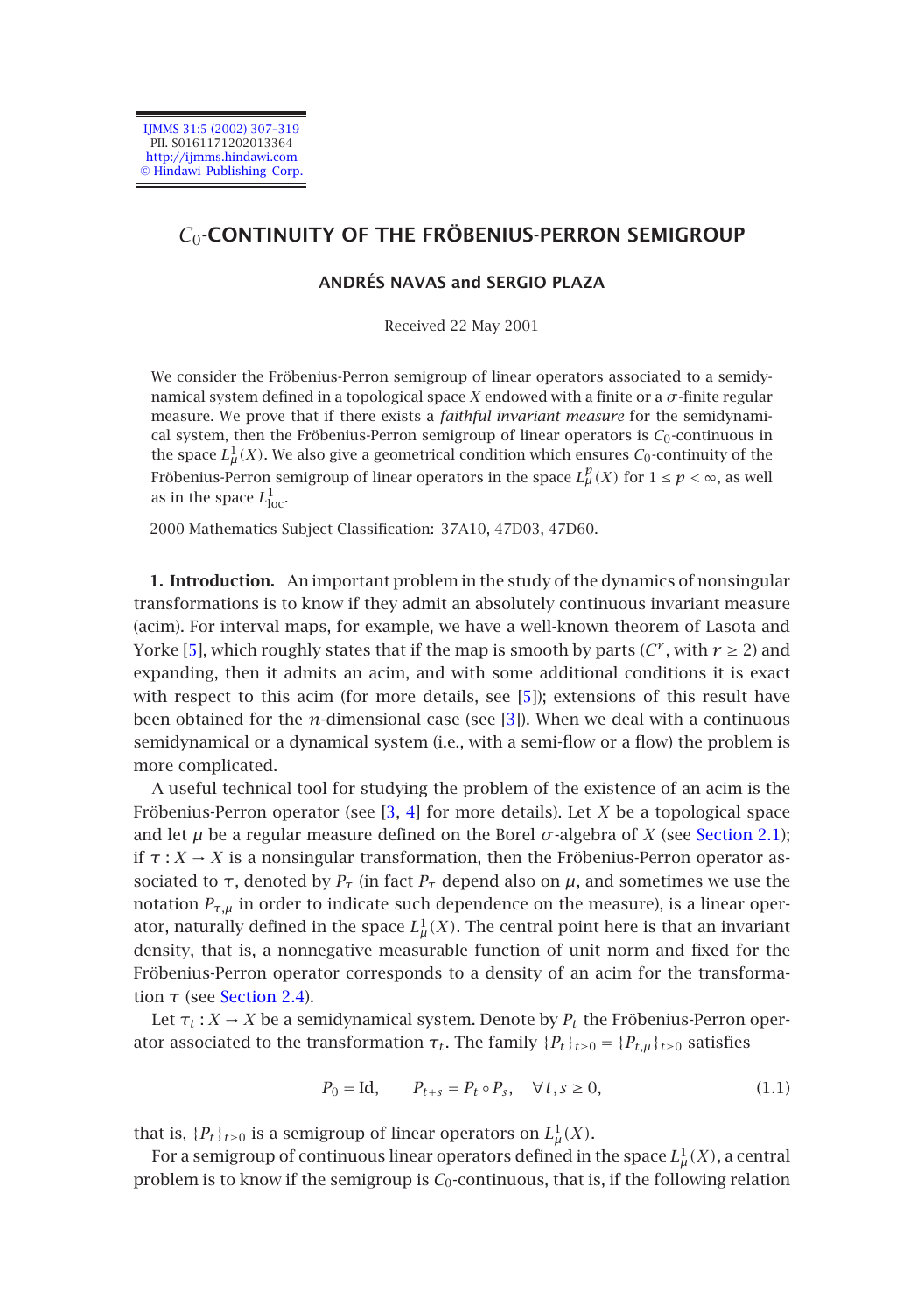# $C_0$-CONTINUITY OF THE FRÖBENIUS-PERRON SEMIGROUP

**ANDRÉS NAVAS and SERGIO PLAZA**

Received 22 May 2001

We consider the Fröbenius-Perron semigroup of linear operators associated to a semidynamical system defined in a topological space $X$ endowed with a finite or a $\sigma$-finite regular measure. We prove that if there exists a *faithful invariant measure* for the semidynamical system, then the Fröbenius-Perron semigroup of linear operators is $C_0$-continuous in the space $L^1_\mu(X)$. We also give a geometrical condition which ensures $C_0$-continuity of the Fröbenius-Perron semigroup of linear operators in the space $L^p_\mu(X)$ for $1 \le p < \infty$, as well as in the space $L^1_{\text{loc}}$.

2000 Mathematics Subject Classification: 37A10, 47D03, 47D60.

**1. Introduction.** An important problem in the study of the dynamics of nonsingular transformations is to know if they admit an absolutely continuous invariant measure (acim). For interval maps, for example, we have a well-known theorem of Lasota and Yorke [5], which roughly states that if the map is smooth by parts ($C^r$, with $r \ge 2$) and expanding, then it admits an acim, and with some additional conditions it is exact with respect to this acim (for more details, see [5]); extensions of this result have been obtained for the $n$-dimensional case (see [3]). When we deal with a continuous semidynamical or a dynamical system (i.e., with a semi-flow or a flow) the problem is more complicated.

A useful technical tool for studying the problem of the existence of an acim is the Fröbenius-Perron operator (see [3, 4] for more details). Let $X$ be a topological space and let $\mu$ be a regular measure defined on the Borel $\sigma$-algebra of $X$ (see Section 2.1); if $\tau : X \to X$ is a nonsingular transformation, then the Fröbenius-Perron operator associated to $\tau$, denoted by $P_\tau$ (in fact $P_\tau$ depend also on $\mu$, and sometimes we use the notation $P_{\tau,\mu}$ in order to indicate such dependence on the measure), is a linear operator, naturally defined in the space $L^1_\mu(X)$. The central point here is that an invariant density, that is, a nonnegative measurable function of unit norm and fixed for the Fröbenius-Perron operator corresponds to a density of an acim for the transformation $\tau$ (see Section 2.4).

Let $\tau_t : X \to X$ be a semidynamical system. Denote by $P_t$ the Fröbenius-Perron operator associated to the transformation $\tau_t$. The family $\{P_t\}_{t\ge 0} = \{P_{t,\mu}\}_{t\ge 0}$ satisfies

$$P_0 = \text{Id}, \qquad P_{t+s} = P_t \circ P_s, \quad \forall t, s \ge 0, \tag{1.1}$$

that is, $\{P_t\}_{t\ge 0}$ is a semigroup of linear operators on $L^1_\mu(X)$.

For a semigroup of continuous linear operators defined in the space $L^1_\mu(X)$, a central problem is to know if the semigroup is $C_0$-continuous, that is, if the following relation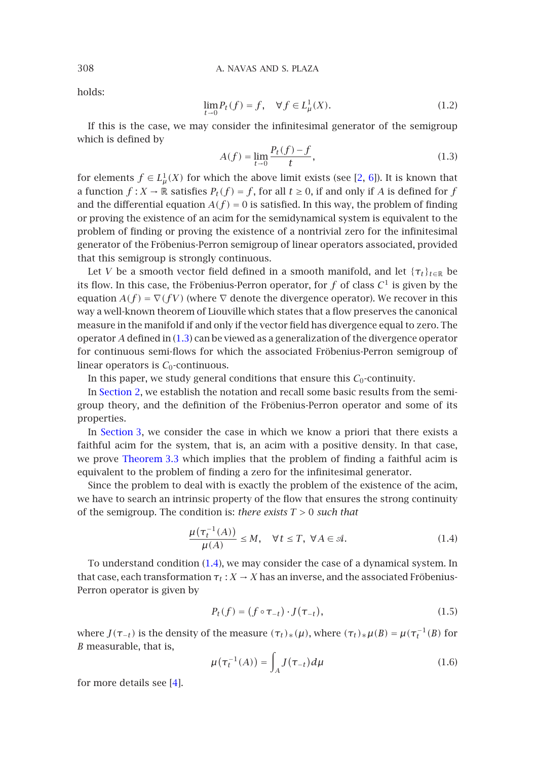holds:

$$\lim_{t\to 0} P_t(f) = f, \quad \forall f \in L^1_\mu(X). \tag{1.2}$$

If this is the case, we may consider the infinitesimal generator of the semigroup which is defined by

$$A(f) = \lim_{t\to 0} \frac{P_t(f) - f}{t}, \tag{1.3}$$

for elements $f \in L^1_\mu(X)$ for which the above limit exists (see [2, 6]). It is known that a function $f : X \to \mathbb{R}$ satisfies $P_t(f) = f$, for all $t \geq 0$, if and only if $A$ is defined for $f$ and the differential equation $A(f) = 0$ is satisfied. In this way, the problem of finding or proving the existence of an acim for the semidynamical system is equivalent to the problem of finding or proving the existence of a nontrivial zero for the infinitesimal generator of the Fröbenius-Perron semigroup of linear operators associated, provided that this semigroup is strongly continuous.

Let $V$ be a smooth vector field defined in a smooth manifold, and let $\{\tau_t\}_{t\in\mathbb{R}}$ be its flow. In this case, the Fröbenius-Perron operator, for $f$ of class $C^1$ is given by the equation $A(f) = \nabla(fV)$ (where $\nabla$ denote the divergence operator). We recover in this way a well-known theorem of Liouville which states that a flow preserves the canonical measure in the manifold if and only if the vector field has divergence equal to zero. The operator $A$ defined in (1.3) can be viewed as a generalization of the divergence operator for continuous semi-flows for which the associated Fröbenius-Perron semigroup of linear operators is $C_0$-continuous.

In this paper, we study general conditions that ensure this $C_0$-continuity.

In Section 2, we establish the notation and recall some basic results from the semigroup theory, and the definition of the Fröbenius-Perron operator and some of its properties.

In Section 3, we consider the case in which we know a priori that there exists a faithful acim for the system, that is, an acim with a positive density. In that case, we prove Theorem 3.3 which implies that the problem of finding a faithful acim is equivalent to the problem of finding a zero for the infinitesimal generator.

Since the problem to deal with is exactly the problem of the existence of the acim, we have to search an intrinsic property of the flow that ensures the strong continuity of the semigroup. The condition is: *there exists* $T > 0$ *such that*

$$\frac{\mu(\tau_t^{-1}(A))}{\mu(A)} \leq M, \quad \forall t \leq T, \ \forall A \in \mathcal{A}. \tag{1.4}$$

To understand condition (1.4), we may consider the case of a dynamical system. In that case, each transformation $\tau_t : X \to X$ has an inverse, and the associated Fröbenius-Perron operator is given by

$$P_t(f) = (f \circ \tau_{-t}) \cdot J(\tau_{-t}), \tag{1.5}$$

where $J(\tau_{-t})$ is the density of the measure $(\tau_t)_*(\mu)$, where $(\tau_t)_*\mu(B) = \mu(\tau_t^{-1}(B)$ for $B$ measurable, that is,

$$\mu(\tau_t^{-1}(A)) = \int_A J(\tau_{-t})\,d\mu \tag{1.6}$$

for more details see [4].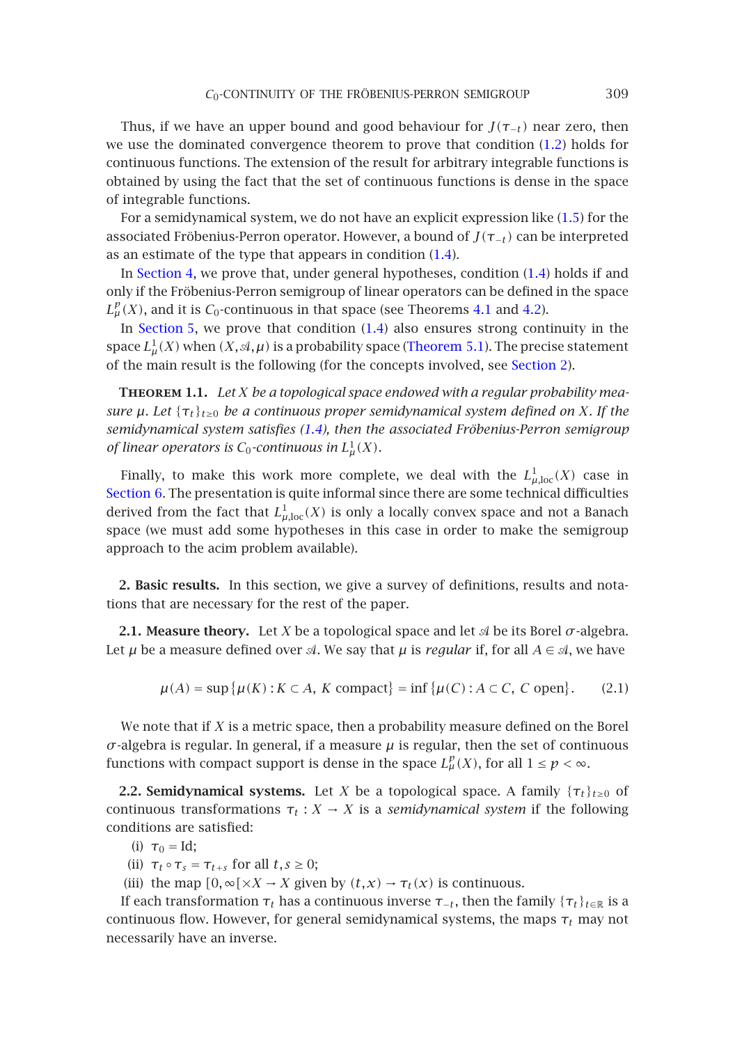Thus, if we have an upper bound and good behaviour for $J(\tau_{-t})$ near zero, then we use the dominated convergence theorem to prove that condition (1.2) holds for continuous functions. The extension of the result for arbitrary integrable functions is obtained by using the fact that the set of continuous functions is dense in the space of integrable functions.

For a semidynamical system, we do not have an explicit expression like (1.5) for the associated Fröbenius-Perron operator. However, a bound of $J(\tau_{-t})$ can be interpreted as an estimate of the type that appears in condition (1.4).

In Section 4, we prove that, under general hypotheses, condition (1.4) holds if and only if the Fröbenius-Perron semigroup of linear operators can be defined in the space $L^p_\mu(X)$, and it is $C_0$-continuous in that space (see Theorems 4.1 and 4.2).

In Section 5, we prove that condition (1.4) also ensures strong continuity in the space $L^1_\mu(X)$ when $(X, \mathcal{A}, \mu)$ is a probability space (Theorem 5.1). The precise statement of the main result is the following (for the concepts involved, see Section 2).

**Theorem 1.1.** *Let $X$ be a topological space endowed with a regular probability measure $\mu$. Let $\{\tau_t\}_{t\ge 0}$ be a continuous proper semidynamical system defined on $X$. If the semidynamical system satisfies (1.4), then the associated Fröbenius-Perron semigroup of linear operators is $C_0$-continuous in $L^1_\mu(X)$.*

Finally, to make this work more complete, we deal with the $L^1_{\mu,\text{loc}}(X)$ case in Section 6. The presentation is quite informal since there are some technical difficulties derived from the fact that $L^1_{\mu,\text{loc}}(X)$ is only a locally convex space and not a Banach space (we must add some hypotheses in this case in order to make the semigroup approach to the acim problem available).

## 2. Basic results.

In this section, we give a survey of definitions, results and notations that are necessary for the rest of the paper.

### 2.1. Measure theory.

Let $X$ be a topological space and let $\mathcal{A}$ be its Borel $\sigma$-algebra. Let $\mu$ be a measure defined over $\mathcal{A}$. We say that $\mu$ is *regular* if, for all $A \in \mathcal{A}$, we have

$$\mu(A) = \sup\{\mu(K) : K \subset A,\ K \text{ compact}\} = \inf\{\mu(C) : A \subset C,\ C \text{ open}\}. \tag{2.1}$$

We note that if $X$ is a metric space, then a probability measure defined on the Borel $\sigma$-algebra is regular. In general, if a measure $\mu$ is regular, then the set of continuous functions with compact support is dense in the space $L^p_\mu(X)$, for all $1 \le p < \infty$.

### 2.2. Semidynamical systems.

Let $X$ be a topological space. A family $\{\tau_t\}_{t\ge 0}$ of continuous transformations $\tau_t : X \to X$ is a *semidynamical system* if the following conditions are satisfied:

(i) $\tau_0 = \text{Id}$;

(ii) $\tau_t \circ \tau_s = \tau_{t+s}$ for all $t, s \ge 0$;

(iii) the map $[0,\infty[\times X \to X$ given by $(t,x) \to \tau_t(x)$ is continuous.

If each transformation $\tau_t$ has a continuous inverse $\tau_{-t}$, then the family $\{\tau_t\}_{t\in\mathbb{R}}$ is a continuous flow. However, for general semidynamical systems, the maps $\tau_t$ may not necessarily have an inverse.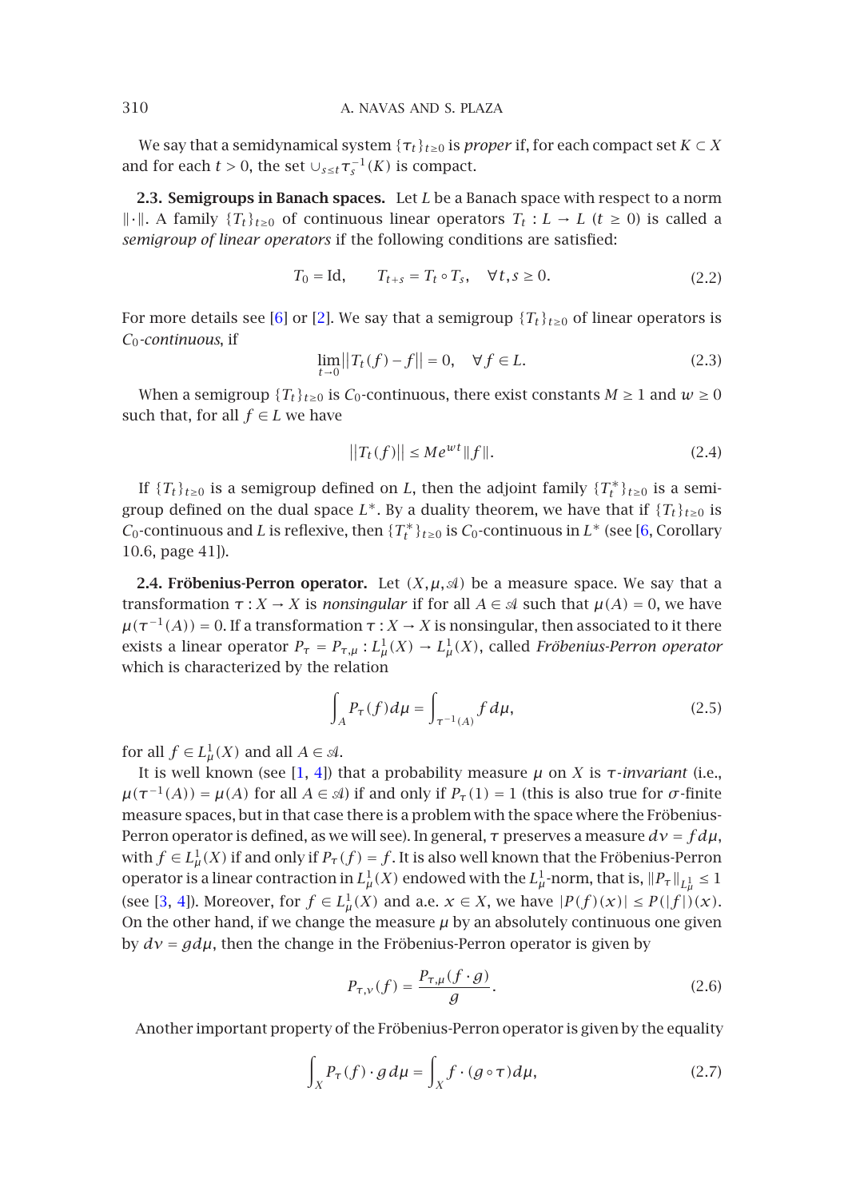We say that a semidynamical system $\{\tau_t\}_{t\geq 0}$ is *proper* if, for each compact set $K \subset X$ and for each $t > 0$, the set $\cup_{s\leq t}\tau_s^{-1}(K)$ is compact.

**2.3. Semigroups in Banach spaces.** Let $L$ be a Banach space with respect to a norm $\|\cdot\|$. A family $\{T_t\}_{t\geq 0}$ of continuous linear operators $T_t : L \to L$ $(t \geq 0)$ is called a *semigroup of linear operators* if the following conditions are satisfied:

$$T_0 = \mathrm{Id}, \qquad T_{t+s} = T_t \circ T_s, \quad \forall t, s \geq 0. \tag{2.2}$$

For more details see [6] or [2]. We say that a semigroup $\{T_t\}_{t\geq 0}$ of linear operators is *$C_0$-continuous*, if

$$\lim_{t\to 0}\left\| T_t(f) - f\right\| = 0, \quad \forall f \in L. \tag{2.3}$$

When a semigroup $\{T_t\}_{t\geq 0}$ is $C_0$-continuous, there exist constants $M \geq 1$ and $w \geq 0$ such that, for all $f \in L$ we have

$$\left\| T_t(f)\right\| \leq M e^{wt}\|f\|. \tag{2.4}$$

If $\{T_t\}_{t\geq 0}$ is a semigroup defined on $L$, then the adjoint family $\{T_t^*\}_{t\geq 0}$ is a semigroup defined on the dual space $L^*$. By a duality theorem, we have that if $\{T_t\}_{t\geq 0}$ is $C_0$-continuous and $L$ is reflexive, then $\{T_t^*\}_{t\geq 0}$ is $C_0$-continuous in $L^*$ (see [6, Corollary 10.6, page 41]).

**2.4. Fröbenius-Perron operator.** Let $(X, \mu, \mathcal{A})$ be a measure space. We say that a transformation $\tau : X \to X$ is *nonsingular* if for all $A \in \mathcal{A}$ such that $\mu(A) = 0$, we have $\mu(\tau^{-1}(A)) = 0$. If a transformation $\tau : X \to X$ is nonsingular, then associated to it there exists a linear operator $P_\tau = P_{\tau,\mu} : L^1_\mu(X) \to L^1_\mu(X)$, called *Fröbenius-Perron operator* which is characterized by the relation

$$\int_A P_\tau(f)\,d\mu = \int_{\tau^{-1}(A)} f\,d\mu, \tag{2.5}$$

for all $f \in L^1_\mu(X)$ and all $A \in \mathcal{A}$.

It is well known (see [1, 4]) that a probability measure $\mu$ on $X$ is *$\tau$-invariant* (i.e., $\mu(\tau^{-1}(A)) = \mu(A)$ for all $A \in \mathcal{A}$) if and only if $P_\tau(1) = 1$ (this is also true for $\sigma$-finite measure spaces, but in that case there is a problem with the space where the Fröbenius-Perron operator is defined, as we will see). In general, $\tau$ preserves a measure $d\nu = f\,d\mu$, with $f \in L^1_\mu(X)$ if and only if $P_\tau(f) = f$. It is also well known that the Fröbenius-Perron operator is a linear contraction in $L^1_\mu(X)$ endowed with the $L^1_\mu$-norm, that is, $\|P_\tau\|_{L^1_\mu} \leq 1$ (see [3, 4]). Moreover, for $f \in L^1_\mu(X)$ and a.e. $x \in X$, we have $|P(f)(x)| \leq P(|f|)(x)$. On the other hand, if we change the measure $\mu$ by an absolutely continuous one given by $d\nu = g\,d\mu$, then the change in the Fröbenius-Perron operator is given by

$$P_{\tau,\nu}(f) = \frac{P_{\tau,\mu}(f\cdot g)}{g}. \tag{2.6}$$

Another important property of the Fröbenius-Perron operator is given by the equality

$$\int_X P_\tau(f)\cdot g\,d\mu = \int_X f\cdot (g\circ\tau)\,d\mu, \tag{2.7}$$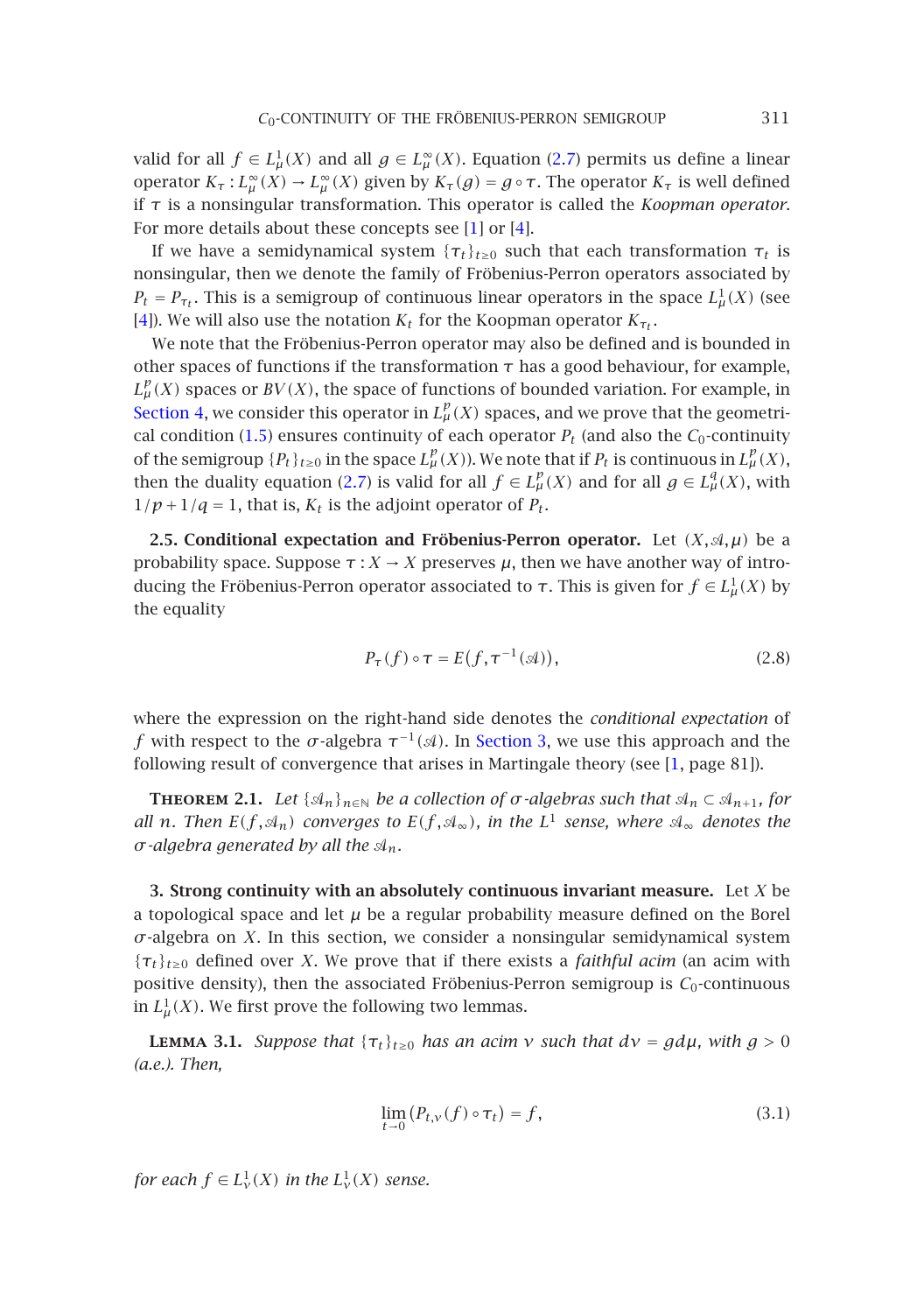valid for all $f \in L^1_\mu(X)$ and all $g \in L^\infty_\mu(X)$. Equation (2.7) permits us define a linear operator $K_\tau : L^\infty_\mu(X) \to L^\infty_\mu(X)$ given by $K_\tau(g) = g \circ \tau$. The operator $K_\tau$ is well defined if $\tau$ is a nonsingular transformation. This operator is called the *Koopman operator.* For more details about these concepts see [1] or [4].

If we have a semidynamical system $\{\tau_t\}_{t\geq 0}$ such that each transformation $\tau_t$ is nonsingular, then we denote the family of Fröbenius-Perron operators associated by $P_t = P_{\tau_t}$. This is a semigroup of continuous linear operators in the space $L^1_\mu(X)$ (see [4]). We will also use the notation $K_t$ for the Koopman operator $K_{\tau_t}$.

We note that the Fröbenius-Perron operator may also be defined and is bounded in other spaces of functions if the transformation $\tau$ has a good behaviour, for example, $L^p_\mu(X)$ spaces or $BV(X)$, the space of functions of bounded variation. For example, in Section 4, we consider this operator in $L^p_\mu(X)$ spaces, and we prove that the geometrical condition (1.5) ensures continuity of each operator $P_t$ (and also the $C_0$-continuity of the semigroup $\{P_t\}_{t\geq 0}$ in the space $L^p_\mu(X)$). We note that if $P_t$ is continuous in $L^p_\mu(X)$, then the duality equation (2.7) is valid for all $f \in L^p_\mu(X)$ and for all $g \in L^q_\mu(X)$, with $1/p + 1/q = 1$, that is, $K_t$ is the adjoint operator of $P_t$.

**2.5. Conditional expectation and Fröbenius-Perron operator.** Let $(X, \mathcal{A}, \mu)$ be a probability space. Suppose $\tau : X \to X$ preserves $\mu$, then we have another way of introducing the Fröbenius-Perron operator associated to $\tau$. This is given for $f \in L^1_\mu(X)$ by the equality

$$P_\tau(f) \circ \tau = E(f, \tau^{-1}(\mathcal{A})), \tag{2.8}$$

where the expression on the right-hand side denotes the *conditional expectation* of $f$ with respect to the $\sigma$-algebra $\tau^{-1}(\mathcal{A})$. In Section 3, we use this approach and the following result of convergence that arises in Martingale theory (see [1, page 81]).

**Theorem 2.1.** *Let $\{\mathcal{A}_n\}_{n\in\mathbb{N}}$ be a collection of $\sigma$-algebras such that $\mathcal{A}_n \subset \mathcal{A}_{n+1}$, for all $n$. Then $E(f, \mathcal{A}_n)$ converges to $E(f, \mathcal{A}_\infty)$, in the $L^1$ sense, where $\mathcal{A}_\infty$ denotes the $\sigma$-algebra generated by all the $\mathcal{A}_n$.*

## 3. Strong continuity with an absolutely continuous invariant measure.

Let $X$ be a topological space and let $\mu$ be a regular probability measure defined on the Borel $\sigma$-algebra on $X$. In this section, we consider a nonsingular semidynamical system $\{\tau_t\}_{t\geq 0}$ defined over $X$. We prove that if there exists a *faithful acim* (an acim with positive density), then the associated Fröbenius-Perron semigroup is $C_0$-continuous in $L^1_\mu(X)$. We first prove the following two lemmas.

**Lemma 3.1.** *Suppose that $\{\tau_t\}_{t\geq 0}$ has an acim $\nu$ such that $d\nu = g\,d\mu$, with $g > 0$ (a.e.). Then,*

$$\lim_{t\to 0} \left(P_{t,\nu}(f) \circ \tau_t\right) = f, \tag{3.1}$$

*for each $f \in L^1_\nu(X)$ in the $L^1_\nu(X)$ sense.*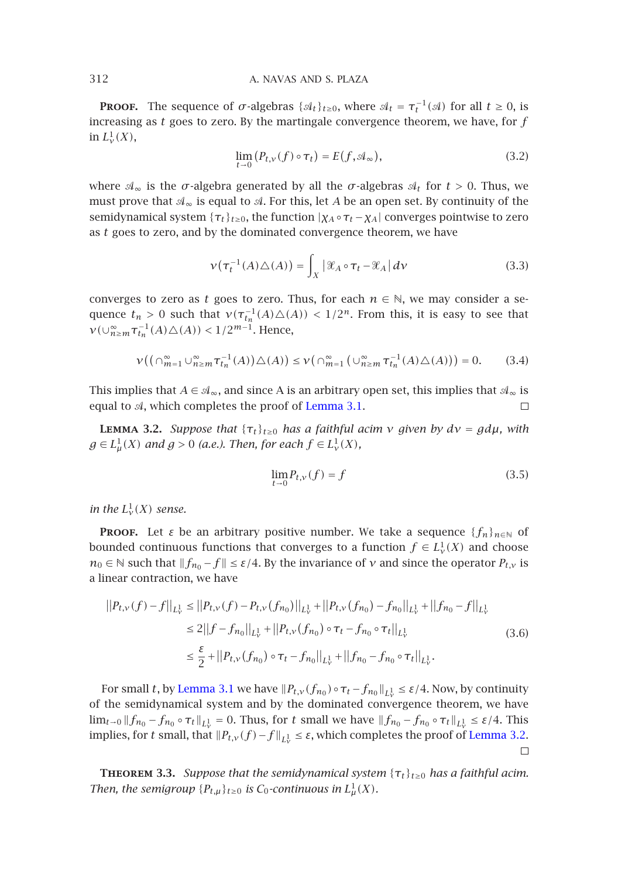**Proof.** The sequence of $\sigma$-algebras $\{\mathcal{A}_t\}_{t\geq 0}$, where $\mathcal{A}_t = \tau_t^{-1}(\mathcal{A})$ for all $t \geq 0$, is increasing as $t$ goes to zero. By the martingale convergence theorem, we have, for $f$ in $L^1_\nu(X)$,

$$\lim_{t\to 0}\big(P_{t,\nu}(f)\circ\tau_t\big) = E(f,\mathcal{A}_\infty), \tag{3.2}$$

where $\mathcal{A}_\infty$ is the $\sigma$-algebra generated by all the $\sigma$-algebras $\mathcal{A}_t$ for $t > 0$. Thus, we must prove that $\mathcal{A}_\infty$ is equal to $\mathcal{A}$. For this, let $A$ be an open set. By continuity of the semidynamical system $\{\tau_t\}_{t\geq 0}$, the function $|\chi_A\circ\tau_t - \chi_A|$ converges pointwise to zero as $t$ goes to zero, and by the dominated convergence theorem, we have

$$\nu\big(\tau_t^{-1}(A)\triangle(A)\big) = \int_X \big|\mathcal{X}_A\circ\tau_t - \mathcal{X}_A\big|\, d\nu \tag{3.3}$$

converges to zero as $t$ goes to zero. Thus, for each $n \in \mathbb{N}$, we may consider a sequence $t_n > 0$ such that $\nu(\tau_{t_n}^{-1}(A)\triangle(A)) < 1/2^n$. From this, it is easy to see that $\nu(\cup_{n\geq m}^\infty \tau_{t_n}^{-1}(A)\triangle(A)) < 1/2^{m-1}$. Hence,

$$\nu\Big(\big(\cap_{m=1}^\infty \cup_{n\geq m}^\infty \tau_{t_n}^{-1}(A)\big)\triangle(A)\Big) \leq \nu\Big(\cap_{m=1}^\infty\big(\cup_{n\geq m}^\infty \tau_{t_n}^{-1}(A)\triangle(A)\big)\Big) = 0. \tag{3.4}$$

This implies that $A \in \mathcal{A}_\infty$, and since A is an arbitrary open set, this implies that $\mathcal{A}_\infty$ is equal to $\mathcal{A}$, which completes the proof of Lemma 3.1. $\square$

**Lemma 3.2.** *Suppose that $\{\tau_t\}_{t\geq 0}$ has a faithful acim $\nu$ given by $d\nu = g\,d\mu$, with $g \in L^1_\mu(X)$ and $g > 0$ (a.e.). Then, for each $f \in L^1_\nu(X)$,*

$$\lim_{t\to 0} P_{t,\nu}(f) = f \tag{3.5}$$

*in the $L^1_\nu(X)$ sense.*

**Proof.** Let $\varepsilon$ be an arbitrary positive number. We take a sequence $\{f_n\}_{n\in\mathbb{N}}$ of bounded continuous functions that converges to a function $f \in L^1_\nu(X)$ and choose $n_0 \in \mathbb{N}$ such that $\|f_{n_0} - f\| \leq \varepsilon/4$. By the invariance of $\nu$ and since the operator $P_{t,\nu}$ is a linear contraction, we have

$$\begin{aligned}
\|P_{t,\nu}(f) - f\|_{L^1_\nu} &\leq \|P_{t,\nu}(f) - P_{t,\nu}(f_{n_0})\|_{L^1_\nu} + \|P_{t,\nu}(f_{n_0}) - f_{n_0}\|_{L^1_\nu} + \|f_{n_0} - f\|_{L^1_\nu} \\
&\leq 2\|f - f_{n_0}\|_{L^1_\nu} + \|P_{t,\nu}(f_{n_0})\circ\tau_t - f_{n_0}\circ\tau_t\|_{L^1_\nu} \\
&\leq \frac{\varepsilon}{2} + \|P_{t,\nu}(f_{n_0})\circ\tau_t - f_{n_0}\|_{L^1_\nu} + \|f_{n_0} - f_{n_0}\circ\tau_t\|_{L^1_\nu}.
\end{aligned} \tag{3.6}$$

For small $t$, by Lemma 3.1 we have $\|P_{t,\nu}(f_{n_0})\circ\tau_t - f_{n_0}\|_{L^1_\nu} \leq \varepsilon/4$. Now, by continuity of the semidynamical system and by the dominated convergence theorem, we have $\lim_{t\to 0}\|f_{n_0} - f_{n_0}\circ\tau_t\|_{L^1_\nu} = 0$. Thus, for $t$ small we have $\|f_{n_0} - f_{n_0}\circ\tau_t\|_{L^1_\nu} \leq \varepsilon/4$. This implies, for $t$ small, that $\|P_{t,\nu}(f) - f\|_{L^1_\nu} \leq \varepsilon$, which completes the proof of Lemma 3.2. $\square$

**Theorem 3.3.** *Suppose that the semidynamical system $\{\tau_t\}_{t\geq 0}$ has a faithful acim. Then, the semigroup $\{P_{t,\mu}\}_{t\geq 0}$ is $C_0$-continuous in $L^1_\mu(X)$.*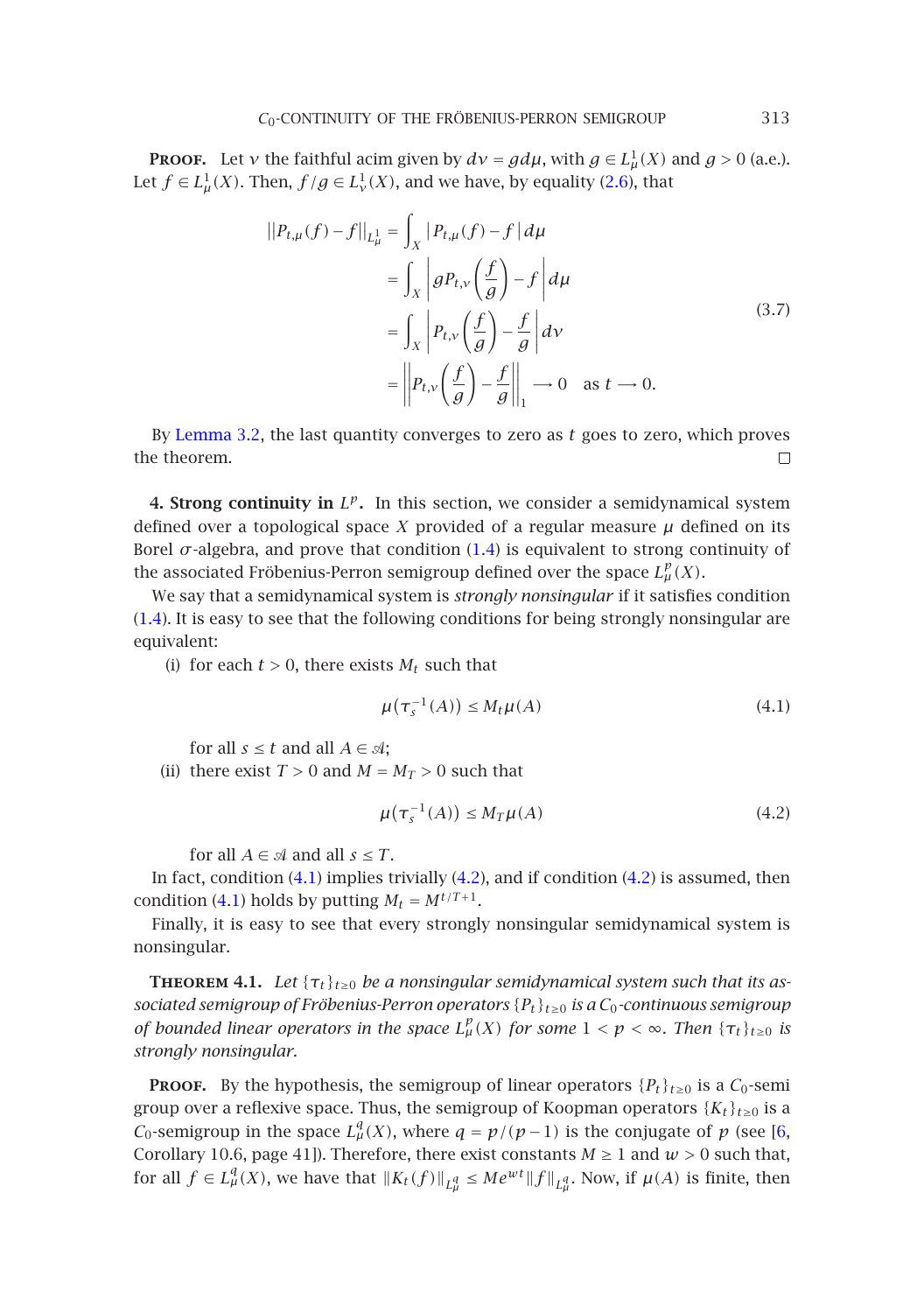**Proof.** Let $\nu$ the faithful acim given by $d\nu = g\,d\mu$, with $g \in L^1_\mu(X)$ and $g > 0$ (a.e.). Let $f \in L^1_\mu(X)$. Then, $f/g \in L^1_\nu(X)$, and we have, by equality (2.6), that

$$
\begin{aligned}
\|P_{t,\mu}(f) - f\|_{L^1_\mu} &= \int_X |P_{t,\mu}(f) - f|\,d\mu \\
&= \int_X \left| g P_{t,\nu}\left(\frac{f}{g}\right) - f \right| d\mu \\
&= \int_X \left| P_{t,\nu}\left(\frac{f}{g}\right) - \frac{f}{g} \right| d\nu \\
&= \left\| P_{t,\nu}\left(\frac{f}{g}\right) - \frac{f}{g} \right\|_1 \longrightarrow 0 \quad \text{as } t \longrightarrow 0.
\end{aligned}
\tag{3.7}
$$

By Lemma 3.2, the last quantity converges to zero as $t$ goes to zero, which proves the theorem. $\square$

**4. Strong continuity in $L^p$.** In this section, we consider a semidynamical system defined over a topological space $X$ provided of a regular measure $\mu$ defined on its Borel $\sigma$-algebra, and prove that condition (1.4) is equivalent to strong continuity of the associated Fröbenius-Perron semigroup defined over the space $L^p_\mu(X)$.

We say that a semidynamical system is *strongly nonsingular* if it satisfies condition (1.4). It is easy to see that the following conditions for being strongly nonsingular are equivalent:

(i) for each $t > 0$, there exists $M_t$ such that

$$
\mu\left(\tau_s^{-1}(A)\right) \le M_t \mu(A) \tag{4.1}
$$

for all $s \le t$ and all $A \in \mathcal{A}$;

(ii) there exist $T > 0$ and $M = M_T > 0$ such that

$$
\mu\left(\tau_s^{-1}(A)\right) \le M_T \mu(A) \tag{4.2}
$$

for all $A \in \mathcal{A}$ and all $s \le T$.

In fact, condition (4.1) implies trivially (4.2), and if condition (4.2) is assumed, then condition (4.1) holds by putting $M_t = M^{t/T+1}$.

Finally, it is easy to see that every strongly nonsingular semidynamical system is nonsingular.

**Theorem 4.1.** *Let $\{\tau_t\}_{t\ge 0}$ be a nonsingular semidynamical system such that its associated semigroup of Fröbenius-Perron operators $\{P_t\}_{t\ge 0}$ is a $C_0$-continuous semigroup of bounded linear operators in the space $L^p_\mu(X)$ for some $1 < p < \infty$. Then $\{\tau_t\}_{t\ge 0}$ is strongly nonsingular.*

**Proof.** By the hypothesis, the semigroup of linear operators $\{P_t\}_{t\ge 0}$ is a $C_0$-semi group over a reflexive space. Thus, the semigroup of Koopman operators $\{K_t\}_{t\ge 0}$ is a $C_0$-semigroup in the space $L^q_\mu(X)$, where $q = p/(p-1)$ is the conjugate of $p$ (see [6, Corollary 10.6, page 41]). Therefore, there exist constants $M \ge 1$ and $w > 0$ such that, for all $f \in L^q_\mu(X)$, we have that $\|K_t(f)\|_{L^q_\mu} \le M e^{wt} \|f\|_{L^q_\mu}$. Now, if $\mu(A)$ is finite, then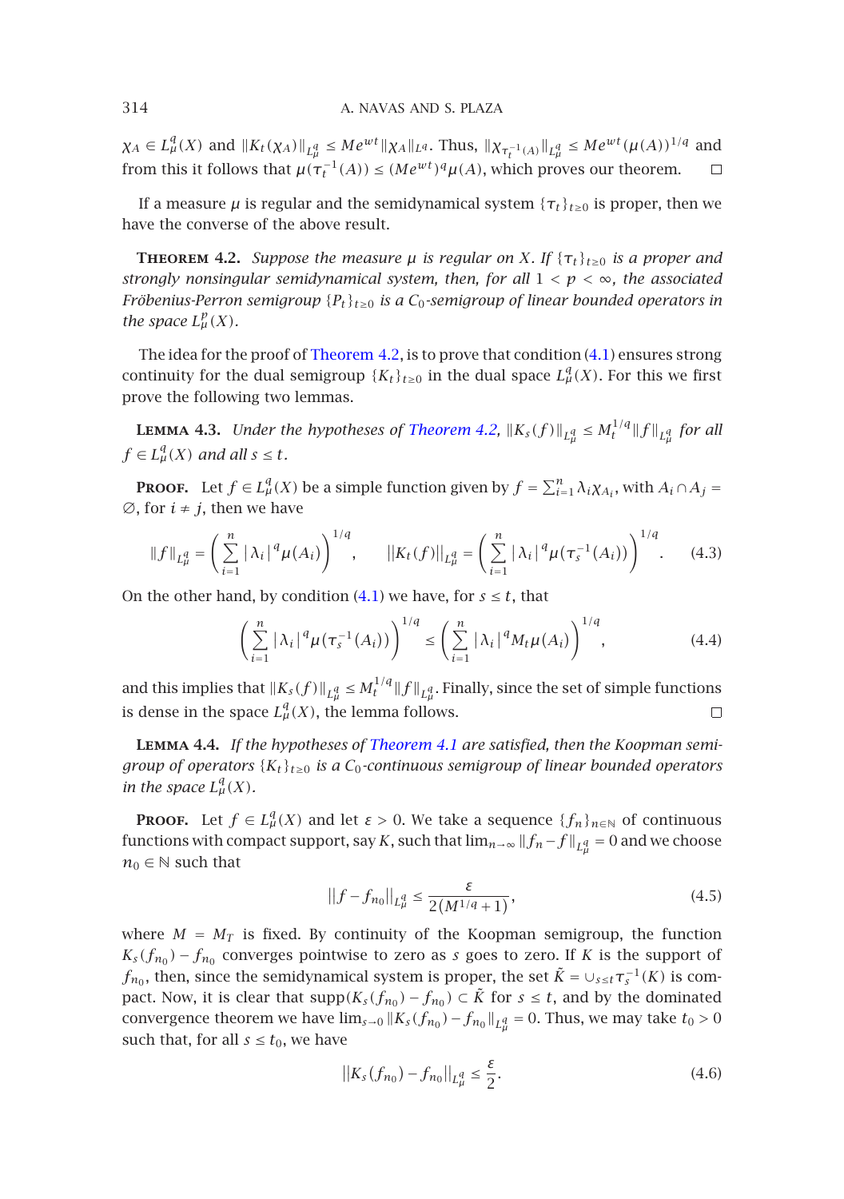$\chi_A \in L^q_\mu(X)$ and $\|K_t(\chi_A)\|_{L^q_\mu} \leq Me^{wt}\|\chi_A\|_{L^q}$. Thus, $\|\chi_{\tau_t^{-1}(A)}\|_{L^q_\mu} \leq Me^{wt}(\mu(A))^{1/q}$ and from this it follows that $\mu(\tau_t^{-1}(A)) \leq (Me^{wt})^q \mu(A)$, which proves our theorem. □

If a measure $\mu$ is regular and the semidynamical system $\{\tau_t\}_{t\geq 0}$ is proper, then we have the converse of the above result.

**Theorem 4.2.** *Suppose the measure $\mu$ is regular on $X$. If $\{\tau_t\}_{t\geq 0}$ is a proper and strongly nonsingular semidynamical system, then, for all $1 < p < \infty$, the associated Fröbenius-Perron semigroup $\{P_t\}_{t\geq 0}$ is a $C_0$-semigroup of linear bounded operators in the space $L^p_\mu(X)$.*

The idea for the proof of Theorem 4.2, is to prove that condition (4.1) ensures strong continuity for the dual semigroup $\{K_t\}_{t\geq 0}$ in the dual space $L^q_\mu(X)$. For this we first prove the following two lemmas.

**Lemma 4.3.** *Under the hypotheses of Theorem 4.2, $\|K_s(f)\|_{L^q_\mu} \leq M_t^{1/q}\|f\|_{L^q_\mu}$ for all $f \in L^q_\mu(X)$ and all $s \leq t$.*

**Proof.** Let $f \in L^q_\mu(X)$ be a simple function given by $f = \sum_{i=1}^n \lambda_i \chi_{A_i}$, with $A_i \cap A_j = \emptyset$, for $i \neq j$, then we have

$$\|f\|_{L^q_\mu} = \left(\sum_{i=1}^n |\lambda_i|^q \mu(A_i)\right)^{1/q}, \qquad ||K_t(f)||_{L^q_\mu} = \left(\sum_{i=1}^n |\lambda_i|^q \mu(\tau_s^{-1}(A_i))\right)^{1/q}. \tag{4.3}$$

On the other hand, by condition (4.1) we have, for $s \leq t$, that

$$\left(\sum_{i=1}^n |\lambda_i|^q \mu(\tau_s^{-1}(A_i))\right)^{1/q} \leq \left(\sum_{i=1}^n |\lambda_i|^q M_t \mu(A_i)\right)^{1/q}, \tag{4.4}$$

and this implies that $\|K_s(f)\|_{L^q_\mu} \leq M_t^{1/q}\|f\|_{L^q_\mu}$. Finally, since the set of simple functions is dense in the space $L^q_\mu(X)$, the lemma follows. □

**Lemma 4.4.** *If the hypotheses of Theorem 4.1 are satisfied, then the Koopman semigroup of operators $\{K_t\}_{t\geq 0}$ is a $C_0$-continuous semigroup of linear bounded operators in the space $L^q_\mu(X)$.*

**Proof.** Let $f \in L^q_\mu(X)$ and let $\varepsilon > 0$. We take a sequence $\{f_n\}_{n\in\mathbb{N}}$ of continuous functions with compact support, say $K$, such that $\lim_{n\to\infty}\|f_n - f\|_{L^q_\mu} = 0$ and we choose $n_0 \in \mathbb{N}$ such that

$$||f - f_{n_0}||_{L^q_\mu} \leq \frac{\varepsilon}{2(M^{1/q}+1)}, \tag{4.5}$$

where $M = M_T$ is fixed. By continuity of the Koopman semigroup, the function $K_s(f_{n_0}) - f_{n_0}$ converges pointwise to zero as $s$ goes to zero. If $K$ is the support of $f_{n_0}$, then, since the semidynamical system is proper, the set $\tilde{K} = \cup_{s\leq t}\tau_s^{-1}(K)$ is compact. Now, it is clear that $\operatorname{supp}(K_s(f_{n_0}) - f_{n_0}) \subset \tilde{K}$ for $s \leq t$, and by the dominated convergence theorem we have $\lim_{s\to 0}\|K_s(f_{n_0}) - f_{n_0}\|_{L^q_\mu} = 0$. Thus, we may take $t_0 > 0$ such that, for all $s \leq t_0$, we have

$$||K_s(f_{n_0}) - f_{n_0}||_{L^q_\mu} \leq \frac{\varepsilon}{2}. \tag{4.6}$$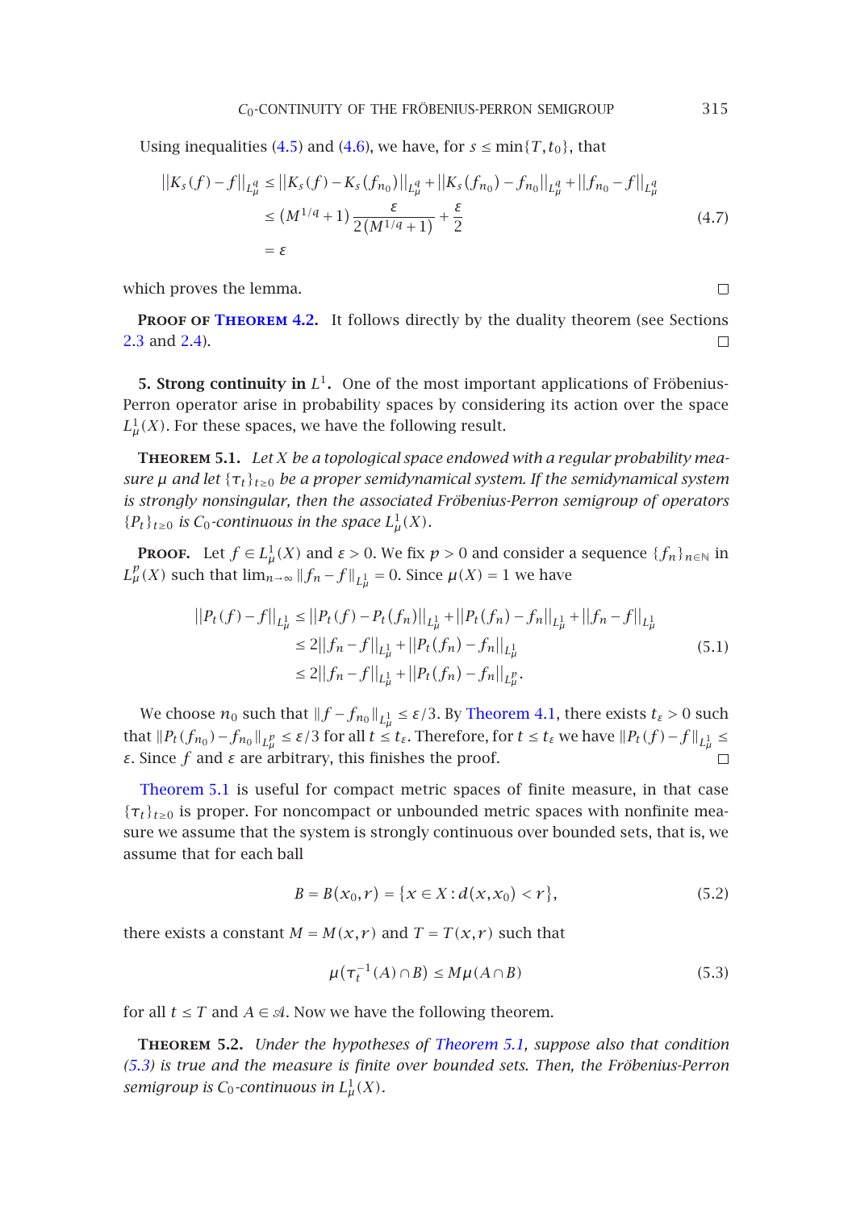Using inequalities (4.5) and (4.6), we have, for $s \le \min\{T, t_0\}$, that

$$
\begin{aligned}
\|K_s(f) - f\|_{L^q_\mu} &\le \|K_s(f) - K_s(f_{n_0})\|_{L^q_\mu} + \|K_s(f_{n_0}) - f_{n_0}\|_{L^q_\mu} + \|f_{n_0} - f\|_{L^q_\mu} \\
&\le (M^{1/q}+1)\frac{\varepsilon}{2(M^{1/q}+1)} + \frac{\varepsilon}{2} \\
&= \varepsilon
\end{aligned}
\tag{4.7}
$$

which proves the lemma. □

**Proof of Theorem 4.2.** It follows directly by the duality theorem (see Sections 2.3 and 2.4). □

**5. Strong continuity in $L^1$.** One of the most important applications of Fröbenius-Perron operator arise in probability spaces by considering its action over the space $L^1_\mu(X)$. For these spaces, we have the following result.

**Theorem 5.1.** *Let $X$ be a topological space endowed with a regular probability measure $\mu$ and let $\{\tau_t\}_{t\ge 0}$ be a proper semidynamical system. If the semidynamical system is strongly nonsingular, then the associated Fröbenius-Perron semigroup of operators $\{P_t\}_{t\ge 0}$ is $C_0$-continuous in the space $L^1_\mu(X)$.*

**Proof.** Let $f \in L^1_\mu(X)$ and $\varepsilon > 0$. We fix $p > 0$ and consider a sequence $\{f_n\}_{n\in\mathbb{N}}$ in $L^p_\mu(X)$ such that $\lim_{n\to\infty}\|f_n - f\|_{L^1_\mu} = 0$. Since $\mu(X) = 1$ we have

$$
\begin{aligned}
\|P_t(f) - f\|_{L^1_\mu} &\le \|P_t(f) - P_t(f_n)\|_{L^1_\mu} + \|P_t(f_n) - f_n\|_{L^1_\mu} + \|f_n - f\|_{L^1_\mu} \\
&\le 2\|f_n - f\|_{L^1_\mu} + \|P_t(f_n) - f_n\|_{L^1_\mu} \\
&\le 2\|f_n - f\|_{L^1_\mu} + \|P_t(f_n) - f_n\|_{L^p_\mu}.
\end{aligned}
\tag{5.1}
$$

We choose $n_0$ such that $\|f - f_{n_0}\|_{L^1_\mu} \le \varepsilon/3$. By Theorem 4.1, there exists $t_\varepsilon > 0$ such that $\|P_t(f_{n_0}) - f_{n_0}\|_{L^p_\mu} \le \varepsilon/3$ for all $t \le t_\varepsilon$. Therefore, for $t \le t_\varepsilon$ we have $\|P_t(f) - f\|_{L^1_\mu} \le \varepsilon$. Since $f$ and $\varepsilon$ are arbitrary, this finishes the proof. □

Theorem 5.1 is useful for compact metric spaces of finite measure, in that case $\{\tau_t\}_{t\ge 0}$ is proper. For noncompact or unbounded metric spaces with nonfinite measure we assume that the system is strongly continuous over bounded sets, that is, we assume that for each ball

$$
B = B(x_0, r) = \{x \in X : d(x, x_0) < r\},
\tag{5.2}
$$

there exists a constant $M = M(x, r)$ and $T = T(x, r)$ such that

$$
\mu(\tau_t^{-1}(A) \cap B) \le M\mu(A \cap B)
\tag{5.3}
$$

for all $t \le T$ and $A \in \mathcal{A}$. Now we have the following theorem.

**Theorem 5.2.** *Under the hypotheses of Theorem 5.1, suppose also that condition (5.3) is true and the measure is finite over bounded sets. Then, the Fröbenius-Perron semigroup is $C_0$-continuous in $L^1_\mu(X)$.*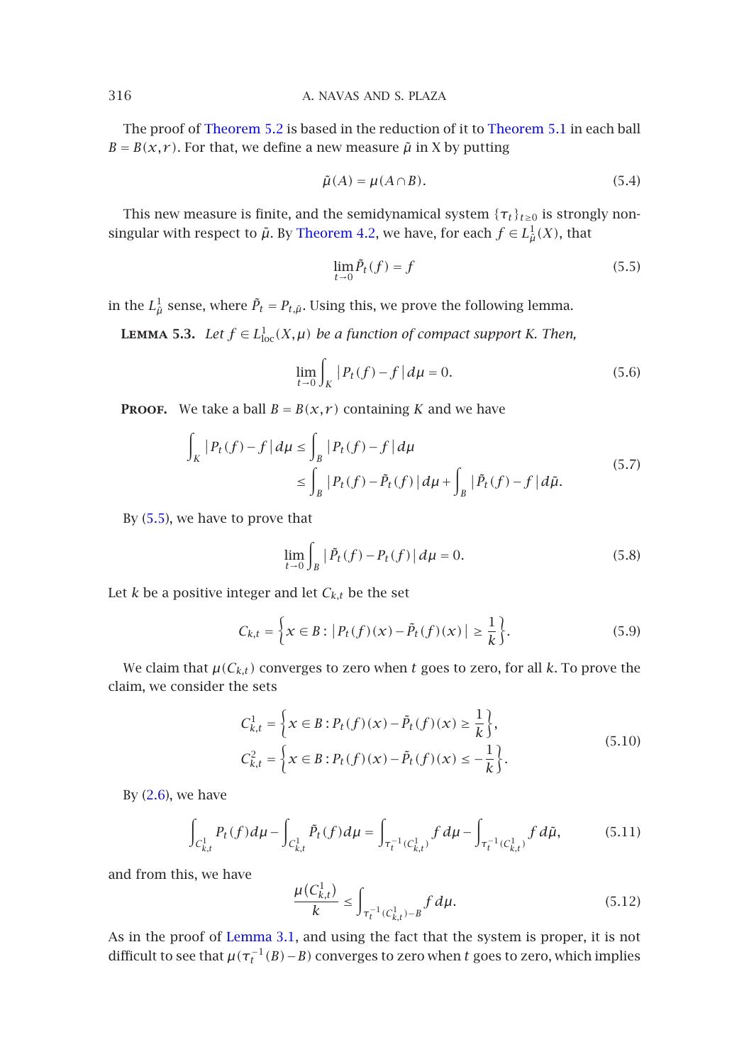The proof of Theorem 5.2 is based in the reduction of it to Theorem 5.1 in each ball $B = B(x,r)$. For that, we define a new measure $\tilde{\mu}$ in X by putting

$$\tilde{\mu}(A) = \mu(A \cap B). \tag{5.4}$$

This new measure is finite, and the semidynamical system $\{\tau_t\}_{t\geq 0}$ is strongly nonsingular with respect to $\tilde{\mu}$. By Theorem 4.2, we have, for each $f \in L^1_{\tilde{\mu}}(X)$, that

$$\lim_{t\to 0} \tilde{P}_t(f) = f \tag{5.5}$$

in the $L^1_{\tilde{\mu}}$ sense, where $\tilde{P}_t = P_{t,\tilde{\mu}}$. Using this, we prove the following lemma.

**Lemma 5.3.** *Let $f \in L^1_{\text{loc}}(X,\mu)$ be a function of compact support $K$. Then,*

$$\lim_{t\to 0} \int_K |P_t(f) - f|\, d\mu = 0. \tag{5.6}$$

**Proof.** We take a ball $B = B(x,r)$ containing $K$ and we have

$$\begin{aligned} \int_K |P_t(f) - f|\, d\mu &\leq \int_B |P_t(f) - f|\, d\mu \\ &\leq \int_B |P_t(f) - \tilde{P}_t(f)|\, d\mu + \int_B |\tilde{P}_t(f) - f|\, d\tilde{\mu}. \end{aligned} \tag{5.7}$$

By (5.5), we have to prove that

$$\lim_{t\to 0} \int_B |\tilde{P}_t(f) - P_t(f)|\, d\mu = 0. \tag{5.8}$$

Let $k$ be a positive integer and let $C_{k,t}$ be the set

$$C_{k,t} = \left\{x \in B : |P_t(f)(x) - \tilde{P}_t(f)(x)| \geq \frac{1}{k}\right\}. \tag{5.9}$$

We claim that $\mu(C_{k,t})$ converges to zero when $t$ goes to zero, for all $k$. To prove the claim, we consider the sets

$$\begin{aligned} C^1_{k,t} &= \left\{x \in B : P_t(f)(x) - \tilde{P}_t(f)(x) \geq \frac{1}{k}\right\}, \\ C^2_{k,t} &= \left\{x \in B : P_t(f)(x) - \tilde{P}_t(f)(x) \leq -\frac{1}{k}\right\}. \end{aligned} \tag{5.10}$$

By (2.6), we have

$$\int_{C^1_{k,t}} P_t(f)\, d\mu - \int_{C^1_{k,t}} \tilde{P}_t(f)\, d\mu = \int_{\tau_t^{-1}(C^1_{k,t})} f\, d\mu - \int_{\tau_t^{-1}(C^1_{k,t})} f\, d\tilde{\mu}, \tag{5.11}$$

and from this, we have

$$\frac{\mu(C^1_{k,t})}{k} \leq \int_{\tau_t^{-1}(C^1_{k,t}) - B} f\, d\mu. \tag{5.12}$$

As in the proof of Lemma 3.1, and using the fact that the system is proper, it is not difficult to see that $\mu(\tau_t^{-1}(B) - B)$ converges to zero when $t$ goes to zero, which implies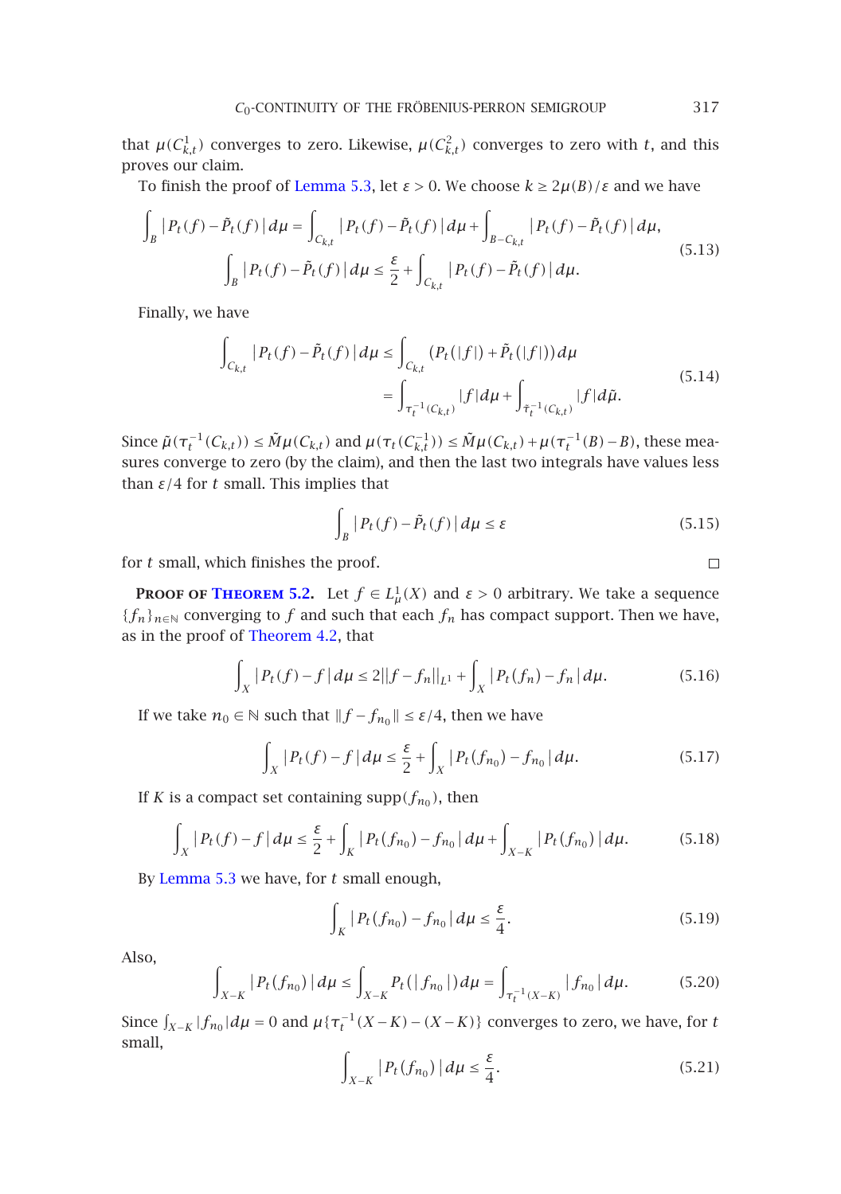that $\mu(C^1_{k,t})$ converges to zero. Likewise, $\mu(C^2_{k,t})$ converges to zero with $t$, and this proves our claim.

To finish the proof of Lemma 5.3, let $\varepsilon > 0$. We choose $k \geq 2\mu(B)/\varepsilon$ and we have

$$
\begin{gathered}
\int_B |P_t(f) - \tilde{P}_t(f)|\,d\mu = \int_{C_{k,t}} |P_t(f) - \tilde{P}_t(f)|\,d\mu + \int_{B-C_{k,t}} |P_t(f) - \tilde{P}_t(f)|\,d\mu, \\
\int_B |P_t(f) - \tilde{P}_t(f)|\,d\mu \leq \frac{\varepsilon}{2} + \int_{C_{k,t}} |P_t(f) - \tilde{P}_t(f)|\,d\mu.
\end{gathered} \tag{5.13}
$$

Finally, we have

$$
\begin{aligned}
\int_{C_{k,t}} |P_t(f) - \tilde{P}_t(f)|\,d\mu &\leq \int_{C_{k,t}} \big(P_t(|f|) + \tilde{P}_t(|f|)\big)\,d\mu \\
&= \int_{\tau_t^{-1}(C_{k,t})} |f|\,d\mu + \int_{\tilde{\tau}_t^{-1}(C_{k,t})} |f|\,d\tilde{\mu}.
\end{aligned} \tag{5.14}
$$

Since $\tilde{\mu}(\tau_t^{-1}(C_{k,t})) \leq \tilde{M}\mu(C_{k,t})$ and $\mu(\tau_t(C^{-1}_{k,t})) \leq \tilde{M}\mu(C_{k,t}) + \mu(\tau_t^{-1}(B) - B)$, these measures converge to zero (by the claim), and then the last two integrals have values less than $\varepsilon/4$ for $t$ small. This implies that

$$
\int_B |P_t(f) - \tilde{P}_t(f)|\,d\mu \leq \varepsilon \tag{5.15}
$$

for $t$ small, which finishes the proof. □

**Proof of Theorem 5.2.** Let $f \in L^1_\mu(X)$ and $\varepsilon > 0$ arbitrary. We take a sequence $\{f_n\}_{n\in\mathbb{N}}$ converging to $f$ and such that each $f_n$ has compact support. Then we have, as in the proof of Theorem 4.2, that

$$
\int_X |P_t(f) - f|\,d\mu \leq 2\|f - f_n\|_{L^1} + \int_X |P_t(f_n) - f_n|\,d\mu. \tag{5.16}
$$

If we take $n_0 \in \mathbb{N}$ such that $\|f - f_{n_0}\| \leq \varepsilon/4$, then we have

$$
\int_X |P_t(f) - f|\,d\mu \leq \frac{\varepsilon}{2} + \int_X |P_t(f_{n_0}) - f_{n_0}|\,d\mu. \tag{5.17}
$$

If $K$ is a compact set containing $\operatorname{supp}(f_{n_0})$, then

$$
\int_X |P_t(f) - f|\,d\mu \leq \frac{\varepsilon}{2} + \int_K |P_t(f_{n_0}) - f_{n_0}|\,d\mu + \int_{X-K} |P_t(f_{n_0})|\,d\mu. \tag{5.18}
$$

By Lemma 5.3 we have, for $t$ small enough,

$$
\int_K |P_t(f_{n_0}) - f_{n_0}|\,d\mu \leq \frac{\varepsilon}{4}. \tag{5.19}
$$

Also,

$$
\int_{X-K} |P_t(f_{n_0})|\,d\mu \leq \int_{X-K} P_t(|f_{n_0}|)\,d\mu = \int_{\tau_t^{-1}(X-K)} |f_{n_0}|\,d\mu. \tag{5.20}
$$

Since $\int_{X-K} |f_{n_0}|\,d\mu = 0$ and $\mu\{\tau_t^{-1}(X-K) - (X-K)\}$ converges to zero, we have, for $t$ small,

$$
\int_{X-K} |P_t(f_{n_0})|\,d\mu \leq \frac{\varepsilon}{4}. \tag{5.21}
$$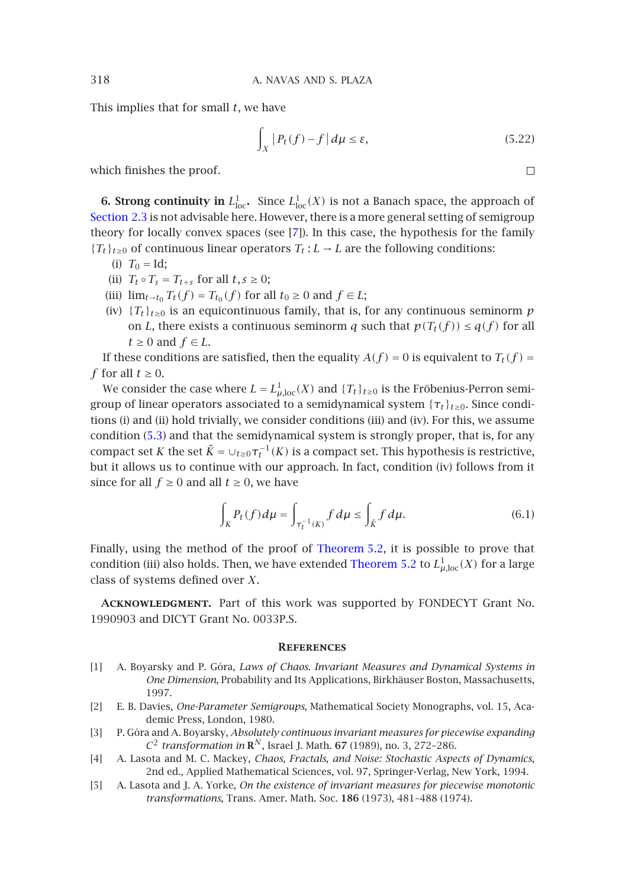This implies that for small $t$, we have

$$\int_X |P_t(f) - f|\, d\mu \leq \varepsilon, \tag{5.22}$$

which finishes the proof. □

## 6. Strong continuity in $L^1_{\text{loc}}$.

Since $L^1_{\text{loc}}(X)$ is not a Banach space, the approach of Section 2.3 is not advisable here. However, there is a more general setting of semigroup theory for locally convex spaces (see [7]). In this case, the hypothesis for the family $\{T_t\}_{t\geq 0}$ of continuous linear operators $T_t : L \to L$ are the following conditions:

- (i) $T_0 = \text{Id}$;
- (ii) $T_t \circ T_s = T_{t+s}$ for all $t, s \geq 0$;
- (iii) $\lim_{t \to t_0} T_t(f) = T_{t_0}(f)$ for all $t_0 \geq 0$ and $f \in L$;
- (iv) $\{T_t\}_{t\geq 0}$ is an equicontinuous family, that is, for any continuous seminorm $p$ on $L$, there exists a continuous seminorm $q$ such that $p(T_t(f)) \leq q(f)$ for all $t \geq 0$ and $f \in L$.

If these conditions are satisfied, then the equality $A(f) = 0$ is equivalent to $T_t(f) = f$ for all $t \geq 0$.

We consider the case where $L = L^1_{\mu,\text{loc}}(X)$ and $\{T_t\}_{t\geq 0}$ is the Fröbenius-Perron semigroup of linear operators associated to a semidynamical system $\{\tau_t\}_{t\geq 0}$. Since conditions (i) and (ii) hold trivially, we consider conditions (iii) and (iv). For this, we assume condition (5.3) and that the semidynamical system is strongly proper, that is, for any compact set $K$ the set $\tilde{K} = \cup_{t\geq 0} \tau_t^{-1}(K)$ is a compact set. This hypothesis is restrictive, but it allows us to continue with our approach. In fact, condition (iv) follows from it since for all $f \geq 0$ and all $t \geq 0$, we have

$$\int_K P_t(f)\, d\mu = \int_{\tau_t^{-1}(K)} f\, d\mu \leq \int_{\tilde{K}} f\, d\mu. \tag{6.1}$$

Finally, using the method of the proof of Theorem 5.2, it is possible to prove that condition (iii) also holds. Then, we have extended Theorem 5.2 to $L^1_{\mu,\text{loc}}(X)$ for a large class of systems defined over $X$.

**Acknowledgment.** Part of this work was supported by FONDECYT Grant No. 1990903 and DICYT Grant No. 0033P.S.

## References

[1] A. Boyarsky and P. Góra, *Laws of Chaos. Invariant Measures and Dynamical Systems in One Dimension*, Probability and Its Applications, Birkhäuser Boston, Massachusetts, 1997.

[2] E. B. Davies, *One-Parameter Semigroups*, Mathematical Society Monographs, vol. 15, Academic Press, London, 1980.

[3] P. Góra and A. Boyarsky, *Absolutely continuous invariant measures for piecewise expanding $C^2$ transformation in $\mathbf{R}^N$*, Israel J. Math. **67** (1989), no. 3, 272–286.

[4] A. Lasota and M. C. Mackey, *Chaos, Fractals, and Noise: Stochastic Aspects of Dynamics*, 2nd ed., Applied Mathematical Sciences, vol. 97, Springer-Verlag, New York, 1994.

[5] A. Lasota and J. A. Yorke, *On the existence of invariant measures for piecewise monotonic transformations*, Trans. Amer. Math. Soc. **186** (1973), 481–488 (1974).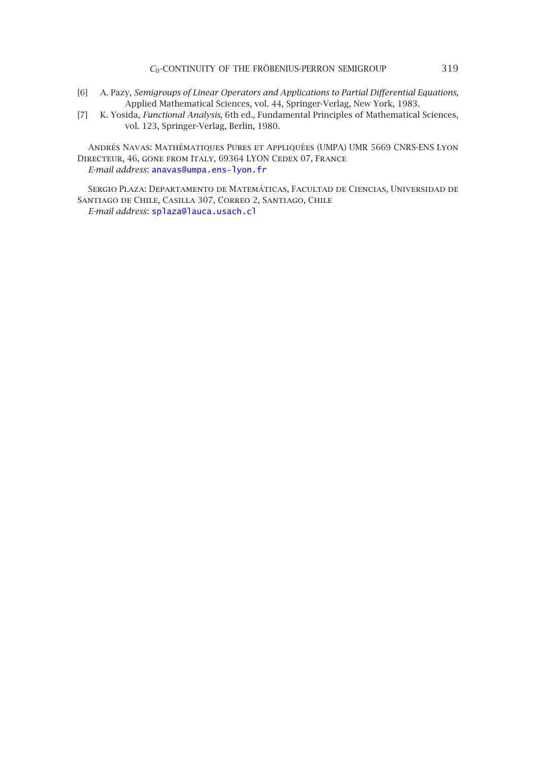[6] A. Pazy, *Semigroups of Linear Operators and Applications to Partial Differential Equations*, Applied Mathematical Sciences, vol. 44, Springer-Verlag, New York, 1983.

[7] K. Yosida, *Functional Analysis*, 6th ed., Fundamental Principles of Mathematical Sciences, vol. 123, Springer-Verlag, Berlin, 1980.

Andrés Navas: Mathématiques Pures et Appliquées (UMPA) UMR 5669 CNRS-ENS Lyon Directeur, 46, gone from Italy, 69364 LYON Cedex 07, France
*E-mail address*: anavas@umpa.ens-lyon.fr

Sergio Plaza: Departamento de Matemáticas, Facultad de Ciencias, Universidad de Santiago de Chile, Casilla 307, Correo 2, Santiago, Chile
*E-mail address*: splaza@lauca.usach.cl